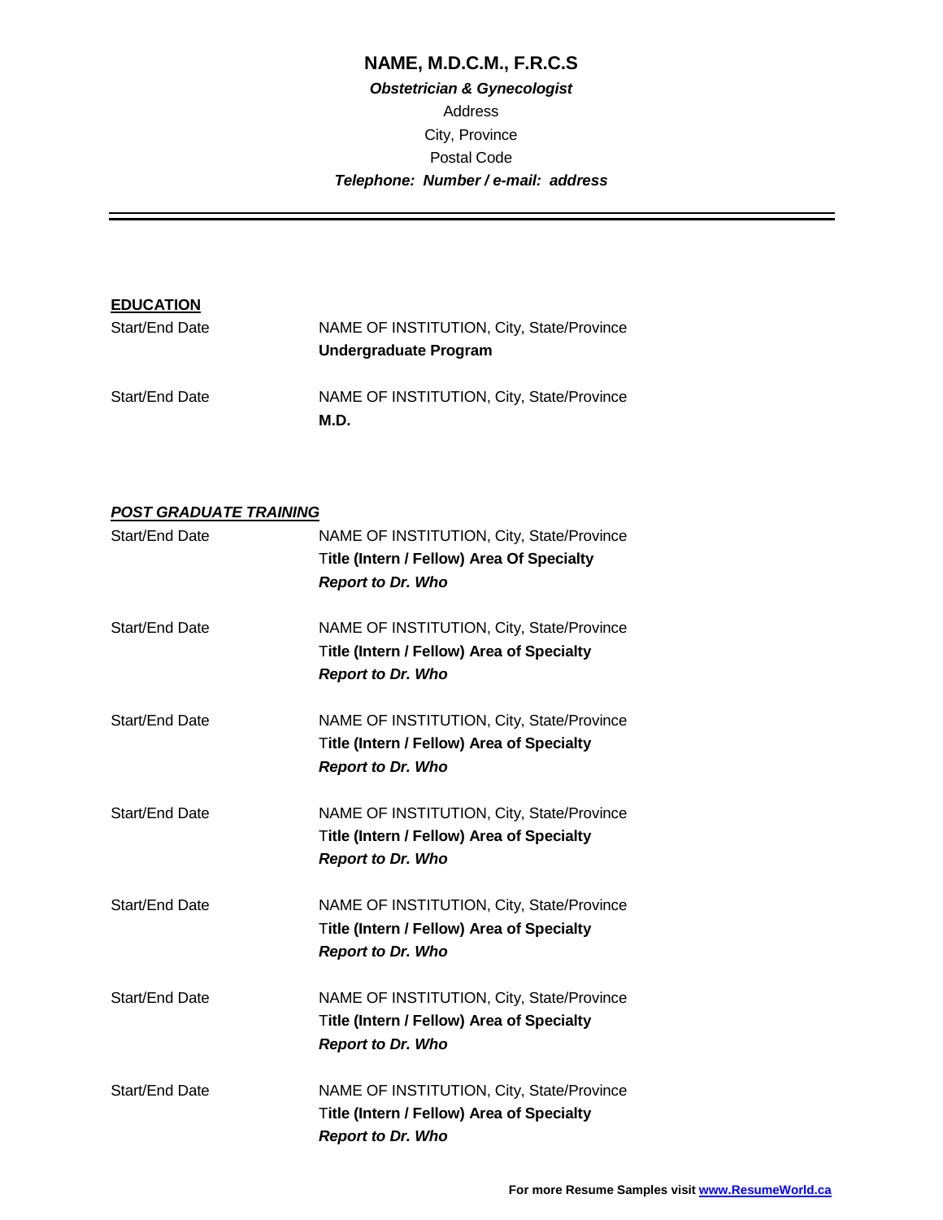# NAME, M.D.C.M., F.R.C.S

***Obstetrician & Gynecologist***

Address

City, Province

Postal Code

***Telephone: Number / e-mail: address***

---

## EDUCATION

Start/End Date — NAME OF INSTITUTION, City, State/Province
**Undergraduate Program**

Start/End Date — NAME OF INSTITUTION, City, State/Province
**M.D.**

## *POST GRADUATE TRAINING*

Start/End Date — NAME OF INSTITUTION, City, State/Province
**Title (Intern / Fellow) Area Of Specialty**
***Report to Dr. Who***

Start/End Date — NAME OF INSTITUTION, City, State/Province
**Title (Intern / Fellow) Area of Specialty**
***Report to Dr. Who***

Start/End Date — NAME OF INSTITUTION, City, State/Province
**Title (Intern / Fellow) Area of Specialty**
***Report to Dr. Who***

Start/End Date — NAME OF INSTITUTION, City, State/Province
**Title (Intern / Fellow) Area of Specialty**
***Report to Dr. Who***

Start/End Date — NAME OF INSTITUTION, City, State/Province
**Title (Intern / Fellow) Area of Specialty**
***Report to Dr. Who***

Start/End Date — NAME OF INSTITUTION, City, State/Province
**Title (Intern / Fellow) Area of Specialty**
***Report to Dr. Who***

Start/End Date — NAME OF INSTITUTION, City, State/Province
**Title (Intern / Fellow) Area of Specialty**
***Report to Dr. Who***

**For more Resume Samples visit [www.ResumeWorld.ca](http://www.ResumeWorld.ca)**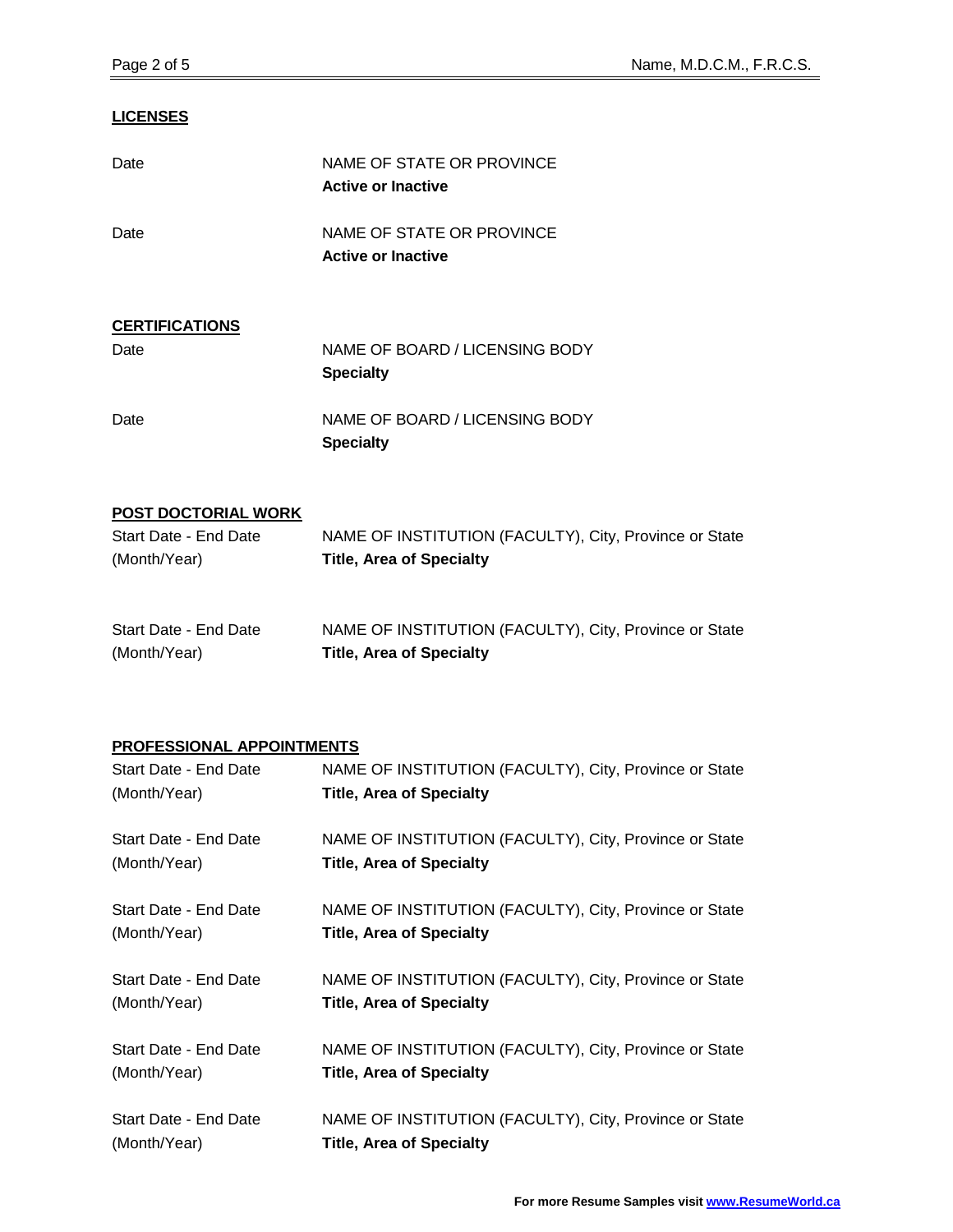## LICENSES

Date NAME OF STATE OR PROVINCE
**Active or Inactive**

Date NAME OF STATE OR PROVINCE
**Active or Inactive**

## CERTIFICATIONS

Date NAME OF BOARD / LICENSING BODY
**Specialty**

Date NAME OF BOARD / LICENSING BODY
**Specialty**

## POST DOCTORIAL WORK

Start Date - End Date (Month/Year)
NAME OF INSTITUTION (FACULTY), City, Province or State
**Title, Area of Specialty**

Start Date - End Date (Month/Year)
NAME OF INSTITUTION (FACULTY), City, Province or State
**Title, Area of Specialty**

## PROFESSIONAL APPOINTMENTS

Start Date - End Date (Month/Year)
NAME OF INSTITUTION (FACULTY), City, Province or State
**Title, Area of Specialty**

Start Date - End Date (Month/Year)
NAME OF INSTITUTION (FACULTY), City, Province or State
**Title, Area of Specialty**

Start Date - End Date (Month/Year)
NAME OF INSTITUTION (FACULTY), City, Province or State
**Title, Area of Specialty**

Start Date - End Date (Month/Year)
NAME OF INSTITUTION (FACULTY), City, Province or State
**Title, Area of Specialty**

Start Date - End Date (Month/Year)
NAME OF INSTITUTION (FACULTY), City, Province or State
**Title, Area of Specialty**

Start Date - End Date (Month/Year)
NAME OF INSTITUTION (FACULTY), City, Province or State
**Title, Area of Specialty**

**For more Resume Samples visit www.ResumeWorld.ca**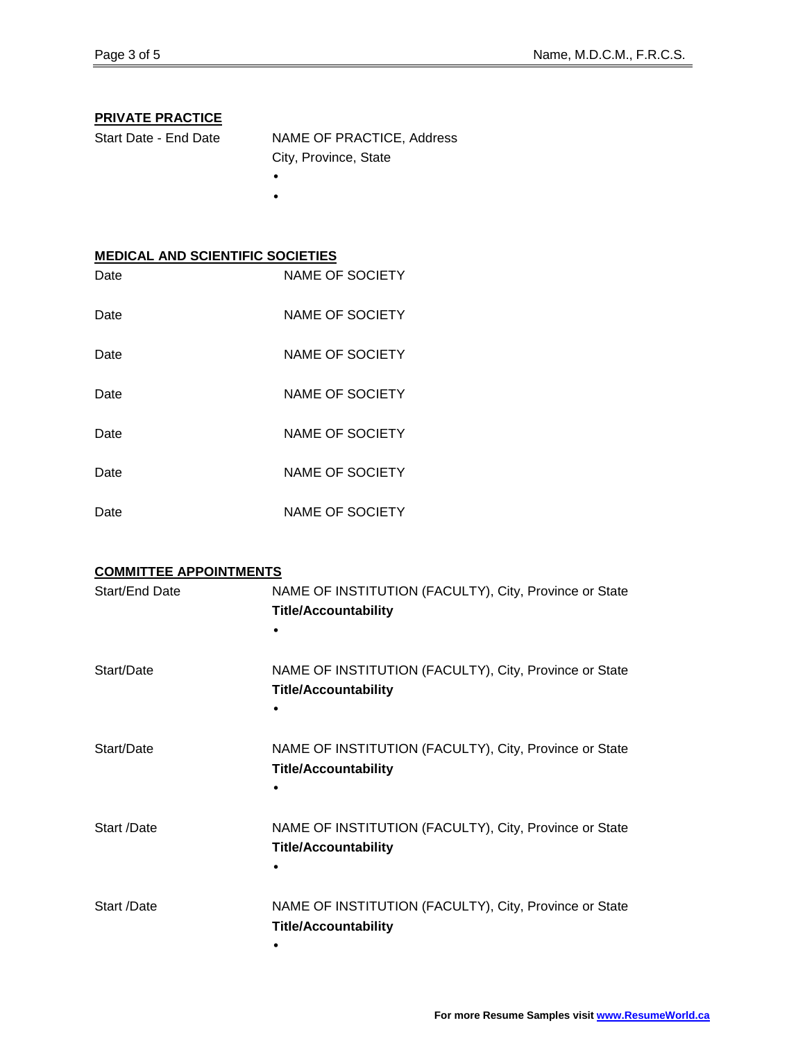## PRIVATE PRACTICE

Start Date - End Date — NAME OF PRACTICE, Address
City, Province, State

- 
- 

## MEDICAL AND SCIENTIFIC SOCIETIES

Date — NAME OF SOCIETY

Date — NAME OF SOCIETY

Date — NAME OF SOCIETY

Date — NAME OF SOCIETY

Date — NAME OF SOCIETY

Date — NAME OF SOCIETY

Date — NAME OF SOCIETY

## COMMITTEE APPOINTMENTS

Start/End Date — NAME OF INSTITUTION (FACULTY), City, Province or State
**Title/Accountability**

- 

Start/Date — NAME OF INSTITUTION (FACULTY), City, Province or State
**Title/Accountability**

- 

Start/Date — NAME OF INSTITUTION (FACULTY), City, Province or State
**Title/Accountability**

- 

Start /Date — NAME OF INSTITUTION (FACULTY), City, Province or State
**Title/Accountability**

- 

Start /Date — NAME OF INSTITUTION (FACULTY), City, Province or State
**Title/Accountability**

- 

**For more Resume Samples visit [www.ResumeWorld.ca](http://www.ResumeWorld.ca)**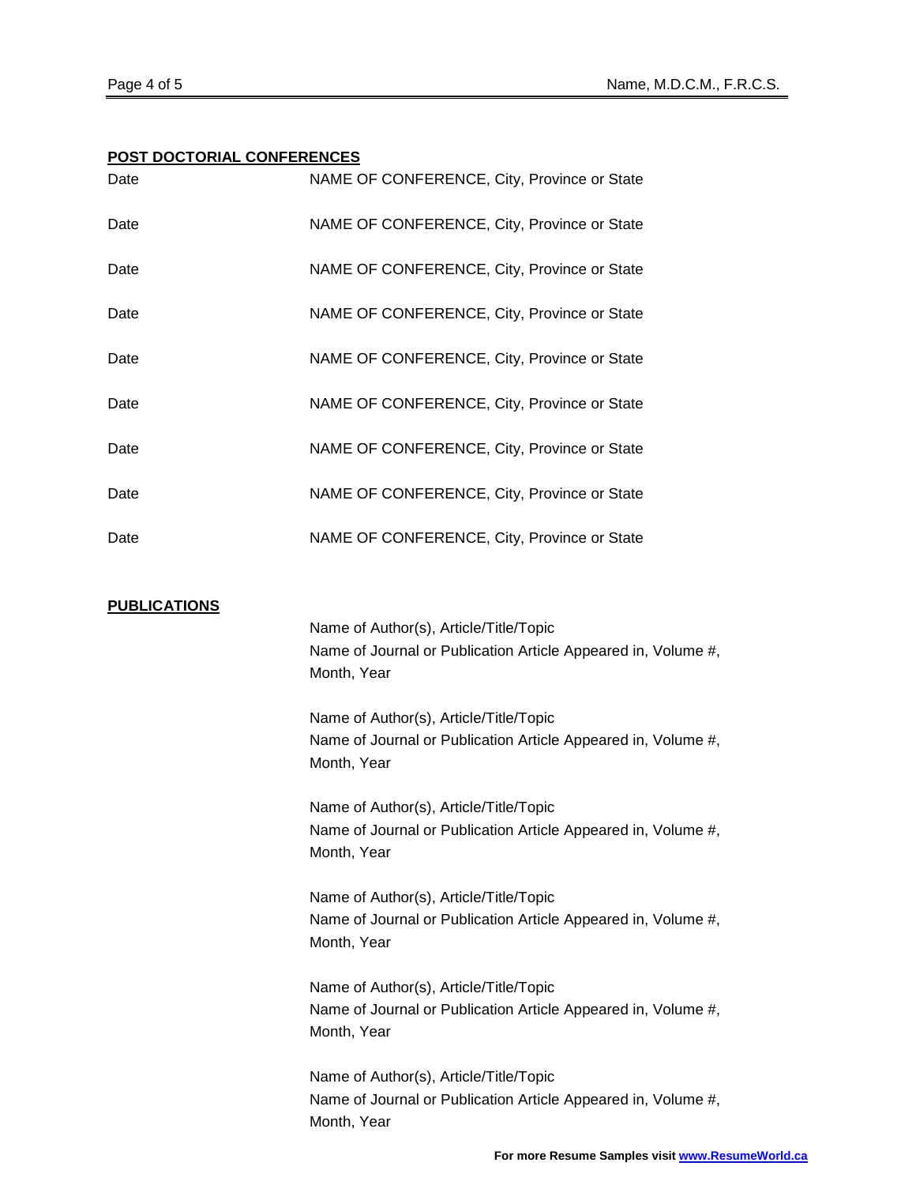## POST DOCTORIAL CONFERENCES

Date NAME OF CONFERENCE, City, Province or State

Date NAME OF CONFERENCE, City, Province or State

Date NAME OF CONFERENCE, City, Province or State

Date NAME OF CONFERENCE, City, Province or State

Date NAME OF CONFERENCE, City, Province or State

Date NAME OF CONFERENCE, City, Province or State

Date NAME OF CONFERENCE, City, Province or State

Date NAME OF CONFERENCE, City, Province or State

Date NAME OF CONFERENCE, City, Province or State

## PUBLICATIONS

Name of Author(s), Article/Title/Topic
Name of Journal or Publication Article Appeared in, Volume #, Month, Year

Name of Author(s), Article/Title/Topic
Name of Journal or Publication Article Appeared in, Volume #, Month, Year

Name of Author(s), Article/Title/Topic
Name of Journal or Publication Article Appeared in, Volume #, Month, Year

Name of Author(s), Article/Title/Topic
Name of Journal or Publication Article Appeared in, Volume #, Month, Year

Name of Author(s), Article/Title/Topic
Name of Journal or Publication Article Appeared in, Volume #, Month, Year

Name of Author(s), Article/Title/Topic
Name of Journal or Publication Article Appeared in, Volume #, Month, Year

**For more Resume Samples visit [www.ResumeWorld.ca](www.ResumeWorld.ca)**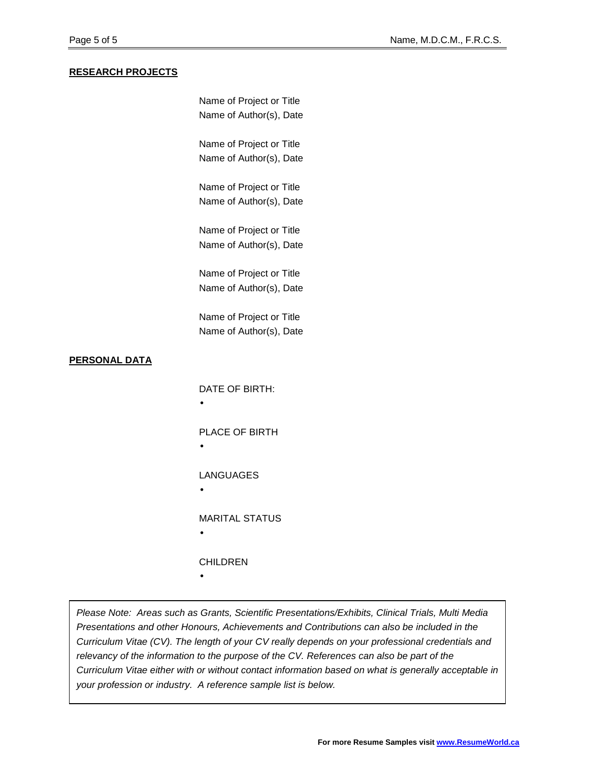## RESEARCH PROJECTS

Name of Project or Title
Name of Author(s), Date

Name of Project or Title
Name of Author(s), Date

Name of Project or Title
Name of Author(s), Date

Name of Project or Title
Name of Author(s), Date

Name of Project or Title
Name of Author(s), Date

Name of Project or Title
Name of Author(s), Date

## PERSONAL DATA

DATE OF BIRTH:

- 

PLACE OF BIRTH

- 

LANGUAGES

- 

MARITAL STATUS

- 

CHILDREN

- 

*Please Note: Areas such as Grants, Scientific Presentations/Exhibits, Clinical Trials, Multi Media Presentations and other Honours, Achievements and Contributions can also be included in the Curriculum Vitae (CV). The length of your CV really depends on your professional credentials and relevancy of the information to the purpose of the CV. References can also be part of the Curriculum Vitae either with or without contact information based on what is generally acceptable in your profession or industry. A reference sample list is below.*

**For more Resume Samples visit [www.ResumeWorld.ca](http://www.ResumeWorld.ca)**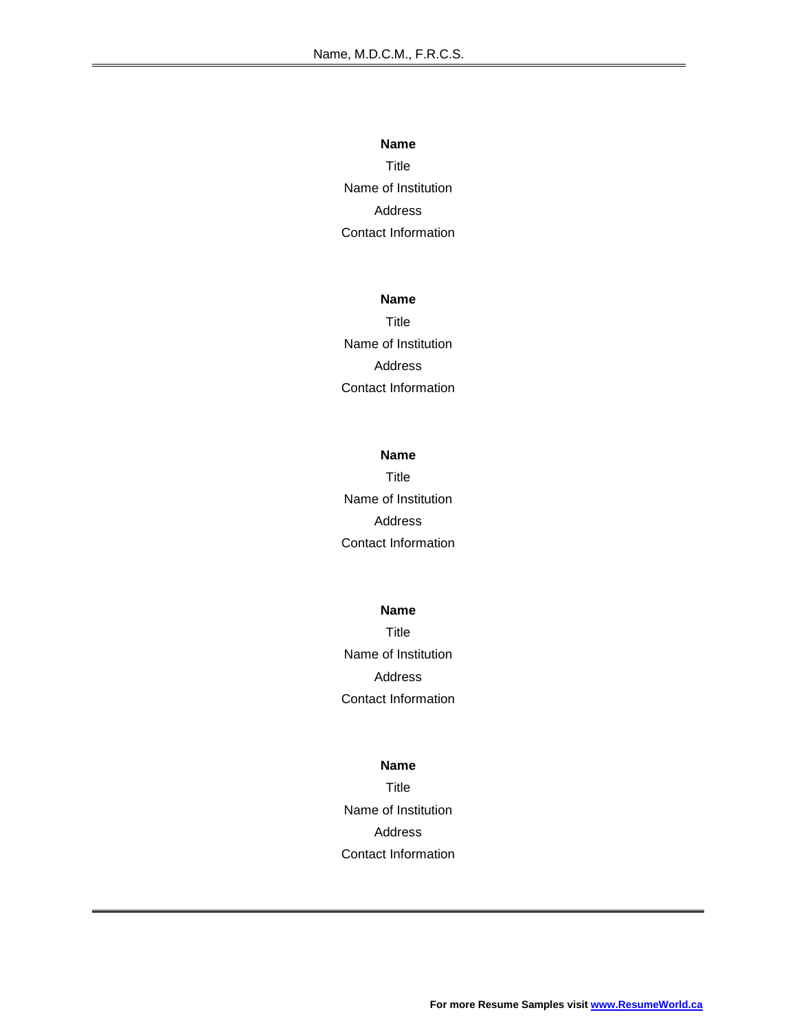**Name**

Title

Name of Institution

Address

Contact Information

**Name**

Title

Name of Institution

Address

Contact Information

**Name**

Title

Name of Institution

Address

Contact Information

**Name**

Title

Name of Institution

Address

Contact Information

**Name**

Title

Name of Institution

Address

Contact Information

**For more Resume Samples visit [www.ResumeWorld.ca](http://www.ResumeWorld.ca)**